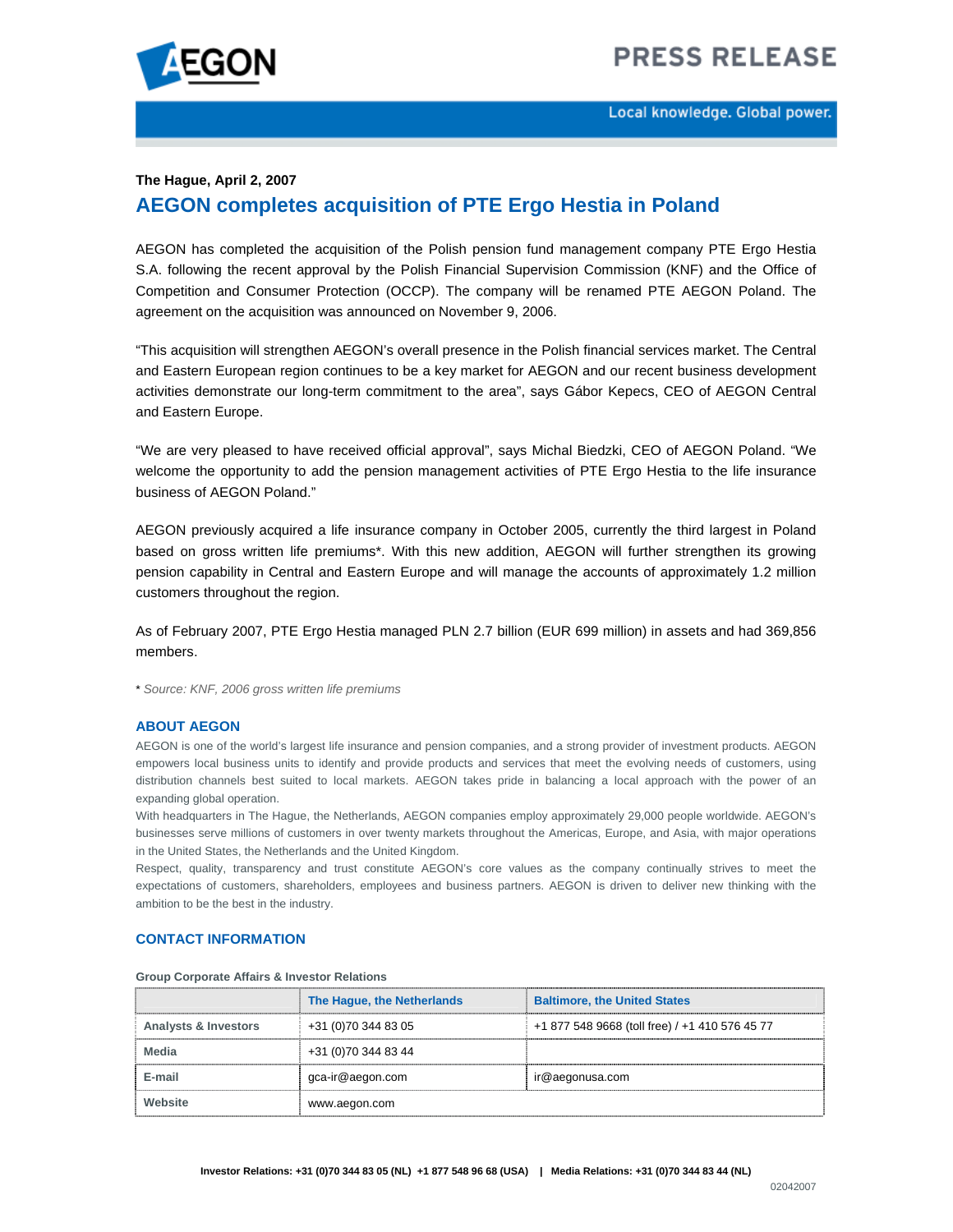**The Hague, April 2, 2007**

# AEGON completes acquisition of PTE Ergo Hestia in Poland

AEGON has completed the acquisition of the Polish pension fund management company PTE Ergo Hestia S.A. following the recent approval by the Polish Financial Supervision Commission (KNF) and the Office of Competition and Consumer Protection (OCCP). The company will be renamed PTE AEGON Poland. The agreement on the acquisition was announced on November 9, 2006.

"This acquisition will strengthen AEGON's overall presence in the Polish financial services market. The Central and Eastern European region continues to be a key market for AEGON and our recent business development activities demonstrate our long-term commitment to the area", says Gábor Kepecs, CEO of AEGON Central and Eastern Europe.

"We are very pleased to have received official approval", says Michal Biedzki, CEO of AEGON Poland. "We welcome the opportunity to add the pension management activities of PTE Ergo Hestia to the life insurance business of AEGON Poland."

AEGON previously acquired a life insurance company in October 2005, currently the third largest in Poland based on gross written life premiums*. With this new addition, AEGON will further strengthen its growing pension capability in Central and Eastern Europe and will manage the accounts of approximately 1.2 million customers throughout the region.

As of February 2007, PTE Ergo Hestia managed PLN 2.7 billion (EUR 699 million) in assets and had 369,856 members.

* *Source: KNF, 2006 gross written life premiums*

## ABOUT AEGON

AEGON is one of the world's largest life insurance and pension companies, and a strong provider of investment products. AEGON empowers local business units to identify and provide products and services that meet the evolving needs of customers, using distribution channels best suited to local markets. AEGON takes pride in balancing a local approach with the power of an expanding global operation.

With headquarters in The Hague, the Netherlands, AEGON companies employ approximately 29,000 people worldwide. AEGON's businesses serve millions of customers in over twenty markets throughout the Americas, Europe, and Asia, with major operations in the United States, the Netherlands and the United Kingdom.

Respect, quality, transparency and trust constitute AEGON's core values as the company continually strives to meet the expectations of customers, shareholders, employees and business partners. AEGON is driven to deliver new thinking with the ambition to be the best in the industry.

## CONTACT INFORMATION

**Group Corporate Affairs & Investor Relations**

| | The Hague, the Netherlands | Baltimore, the United States |
|---|---|---|
| Analysts & Investors | +31 (0)70 344 83 05 | +1 877 548 9668 (toll free) / +1 410 576 45 77 |
| Media | +31 (0)70 344 83 44 | |
| E-mail | gca-ir@aegon.com | ir@aegonusa.com |
| Website | www.aegon.com | |

**Investor Relations: +31 (0)70 344 83 05 (NL) +1 877 548 96 68 (USA) | Media Relations: +31 (0)70 344 83 44 (NL)**

02042007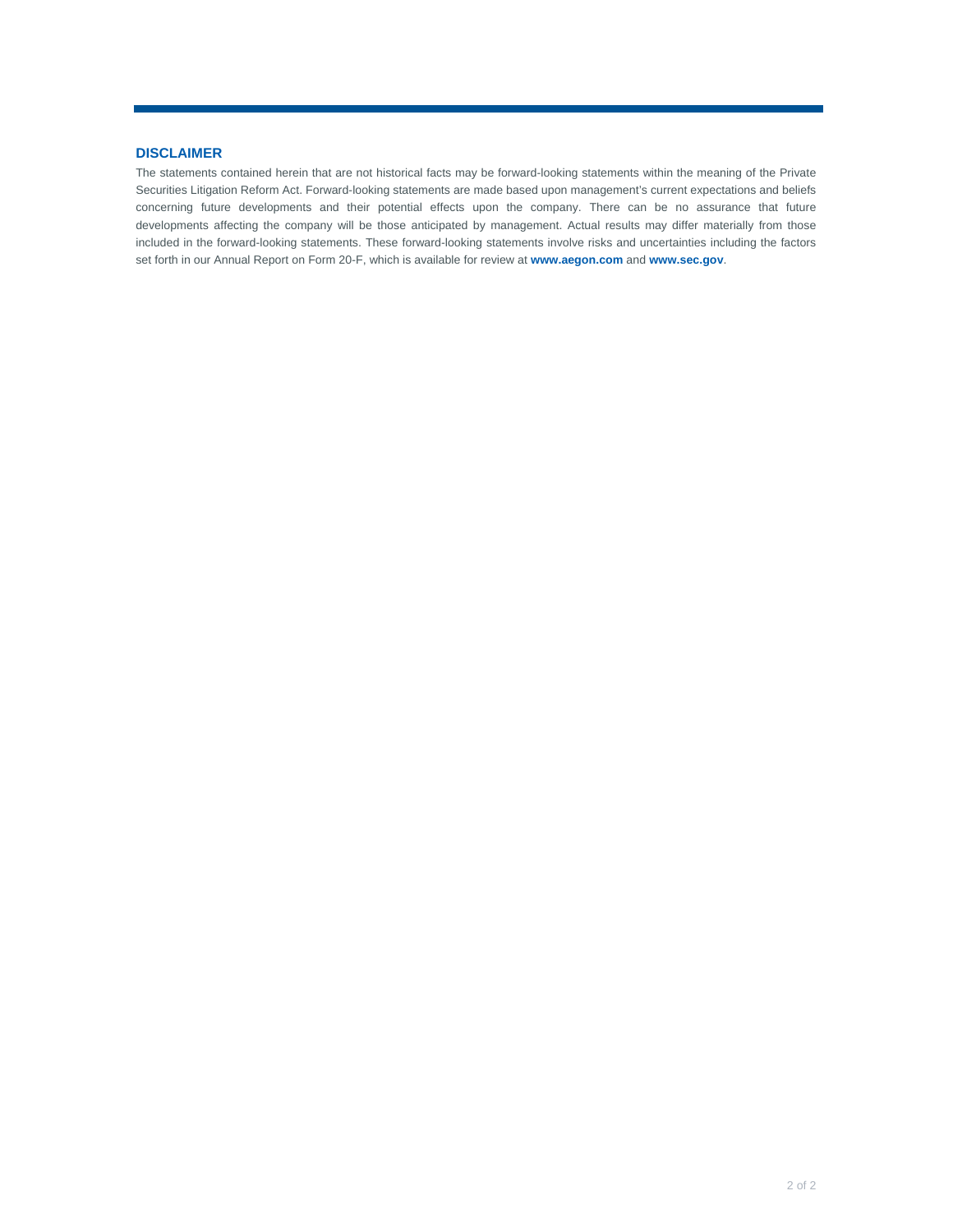## DISCLAIMER

The statements contained herein that are not historical facts may be forward-looking statements within the meaning of the Private Securities Litigation Reform Act. Forward-looking statements are made based upon management's current expectations and beliefs concerning future developments and their potential effects upon the company. There can be no assurance that future developments affecting the company will be those anticipated by management. Actual results may differ materially from those included in the forward-looking statements. These forward-looking statements involve risks and uncertainties including the factors set forth in our Annual Report on Form 20-F, which is available for review at **www.aegon.com** and **www.sec.gov**.